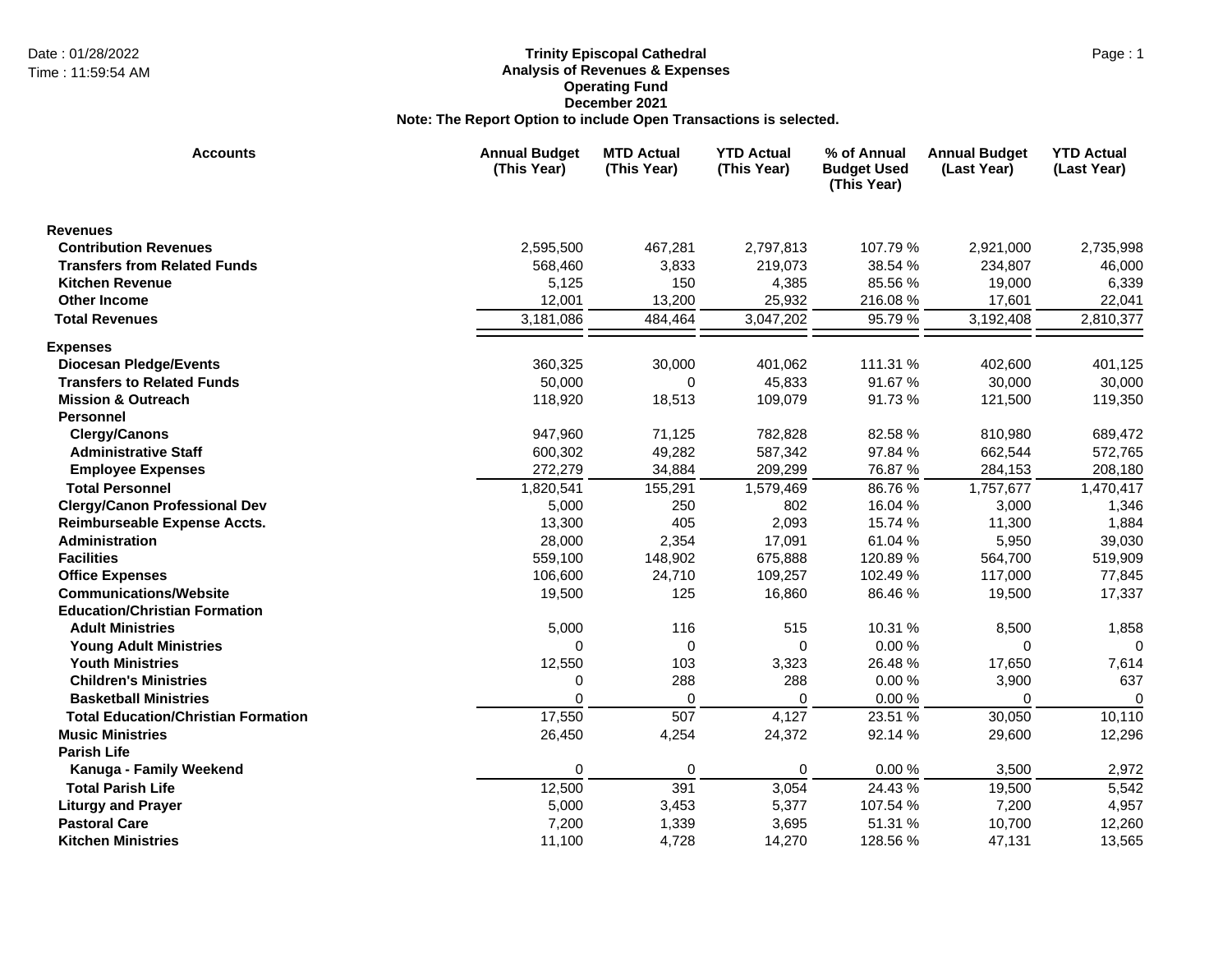**Trinity Episcopal Cathedral**
**Analysis of Revenues & Expenses**
**Operating Fund**
**December 2021**
**Note: The Report Option to include Open Transactions is selected.**

Date : 01/28/2022
Time : 11:59:54 AM

| Accounts | Annual Budget (This Year) | MTD Actual (This Year) | YTD Actual (This Year) | % of Annual Budget Used (This Year) | Annual Budget (Last Year) | YTD Actual (Last Year) |
|---|---|---|---|---|---|---|
| **Revenues** | | | | | | |
| **Contribution Revenues** | 2,595,500 | 467,281 | 2,797,813 | 107.79 % | 2,921,000 | 2,735,998 |
| **Transfers from Related Funds** | 568,460 | 3,833 | 219,073 | 38.54 % | 234,807 | 46,000 |
| **Kitchen Revenue** | 5,125 | 150 | 4,385 | 85.56 % | 19,000 | 6,339 |
| **Other Income** | 12,001 | 13,200 | 25,932 | 216.08 % | 17,601 | 22,041 |
| **Total Revenues** | 3,181,086 | 484,464 | 3,047,202 | 95.79 % | 3,192,408 | 2,810,377 |
| **Expenses** | | | | | | |
| **Diocesan Pledge/Events** | 360,325 | 30,000 | 401,062 | 111.31 % | 402,600 | 401,125 |
| **Transfers to Related Funds** | 50,000 | 0 | 45,833 | 91.67 % | 30,000 | 30,000 |
| **Mission & Outreach** | 118,920 | 18,513 | 109,079 | 91.73 % | 121,500 | 119,350 |
| **Personnel** | | | | | | |
| **Clergy/Canons** | 947,960 | 71,125 | 782,828 | 82.58 % | 810,980 | 689,472 |
| **Administrative Staff** | 600,302 | 49,282 | 587,342 | 97.84 % | 662,544 | 572,765 |
| **Employee Expenses** | 272,279 | 34,884 | 209,299 | 76.87 % | 284,153 | 208,180 |
| **Total Personnel** | 1,820,541 | 155,291 | 1,579,469 | 86.76 % | 1,757,677 | 1,470,417 |
| **Clergy/Canon Professional Dev** | 5,000 | 250 | 802 | 16.04 % | 3,000 | 1,346 |
| **Reimburseable Expense Accts.** | 13,300 | 405 | 2,093 | 15.74 % | 11,300 | 1,884 |
| **Administration** | 28,000 | 2,354 | 17,091 | 61.04 % | 5,950 | 39,030 |
| **Facilities** | 559,100 | 148,902 | 675,888 | 120.89 % | 564,700 | 519,909 |
| **Office Expenses** | 106,600 | 24,710 | 109,257 | 102.49 % | 117,000 | 77,845 |
| **Communications/Website** | 19,500 | 125 | 16,860 | 86.46 % | 19,500 | 17,337 |
| **Education/Christian Formation** | | | | | | |
| **Adult Ministries** | 5,000 | 116 | 515 | 10.31 % | 8,500 | 1,858 |
| **Young Adult Ministries** | 0 | 0 | 0 | 0.00 % | 0 | 0 |
| **Youth Ministries** | 12,550 | 103 | 3,323 | 26.48 % | 17,650 | 7,614 |
| **Children's Ministries** | 0 | 288 | 288 | 0.00 % | 3,900 | 637 |
| **Basketball Ministries** | 0 | 0 | 0 | 0.00 % | 0 | 0 |
| **Total Education/Christian Formation** | 17,550 | 507 | 4,127 | 23.51 % | 30,050 | 10,110 |
| **Music Ministries** | 26,450 | 4,254 | 24,372 | 92.14 % | 29,600 | 12,296 |
| **Parish Life** | | | | | | |
| **Kanuga - Family Weekend** | 0 | 0 | 0 | 0.00 % | 3,500 | 2,972 |
| **Total Parish Life** | 12,500 | 391 | 3,054 | 24.43 % | 19,500 | 5,542 |
| **Liturgy and Prayer** | 5,000 | 3,453 | 5,377 | 107.54 % | 7,200 | 4,957 |
| **Pastoral Care** | 7,200 | 1,339 | 3,695 | 51.31 % | 10,700 | 12,260 |
| **Kitchen Ministries** | 11,100 | 4,728 | 14,270 | 128.56 % | 47,131 | 13,565 |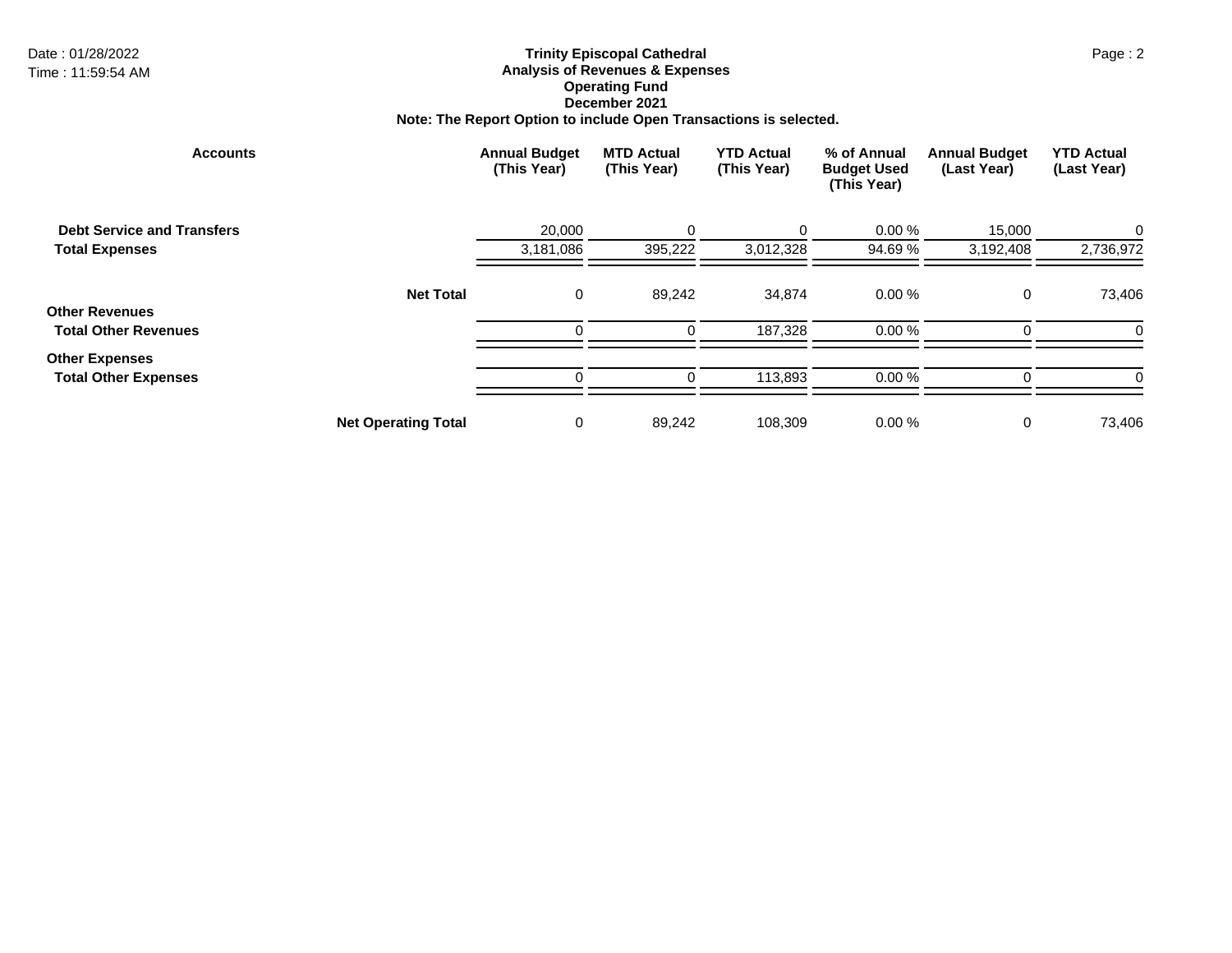**Trinity Episcopal Cathedral**
**Analysis of Revenues & Expenses**
**Operating Fund**
**December 2021**
**Note: The Report Option to include Open Transactions is selected.**

Date : 01/28/2022
Time : 11:59:54 AM

| Accounts | Annual Budget (This Year) | MTD Actual (This Year) | YTD Actual (This Year) | % of Annual Budget Used (This Year) | Annual Budget (Last Year) | YTD Actual (Last Year) |
|---|---|---|---|---|---|---|
| **Debt Service and Transfers** | 20,000 | 0 | 0 | 0.00 % | 15,000 | 0 |
| **Total Expenses** | 3,181,086 | 395,222 | 3,012,328 | 94.69 % | 3,192,408 | 2,736,972 |
| **Net Total** | 0 | 89,242 | 34,874 | 0.00 % | 0 | 73,406 |
| **Other Revenues** | | | | | | |
| **Total Other Revenues** | 0 | 0 | 187,328 | 0.00 % | 0 | 0 |
| **Other Expenses** | | | | | | |
| **Total Other Expenses** | 0 | 0 | 113,893 | 0.00 % | 0 | 0 |
| **Net Operating Total** | 0 | 89,242 | 108,309 | 0.00 % | 0 | 73,406 |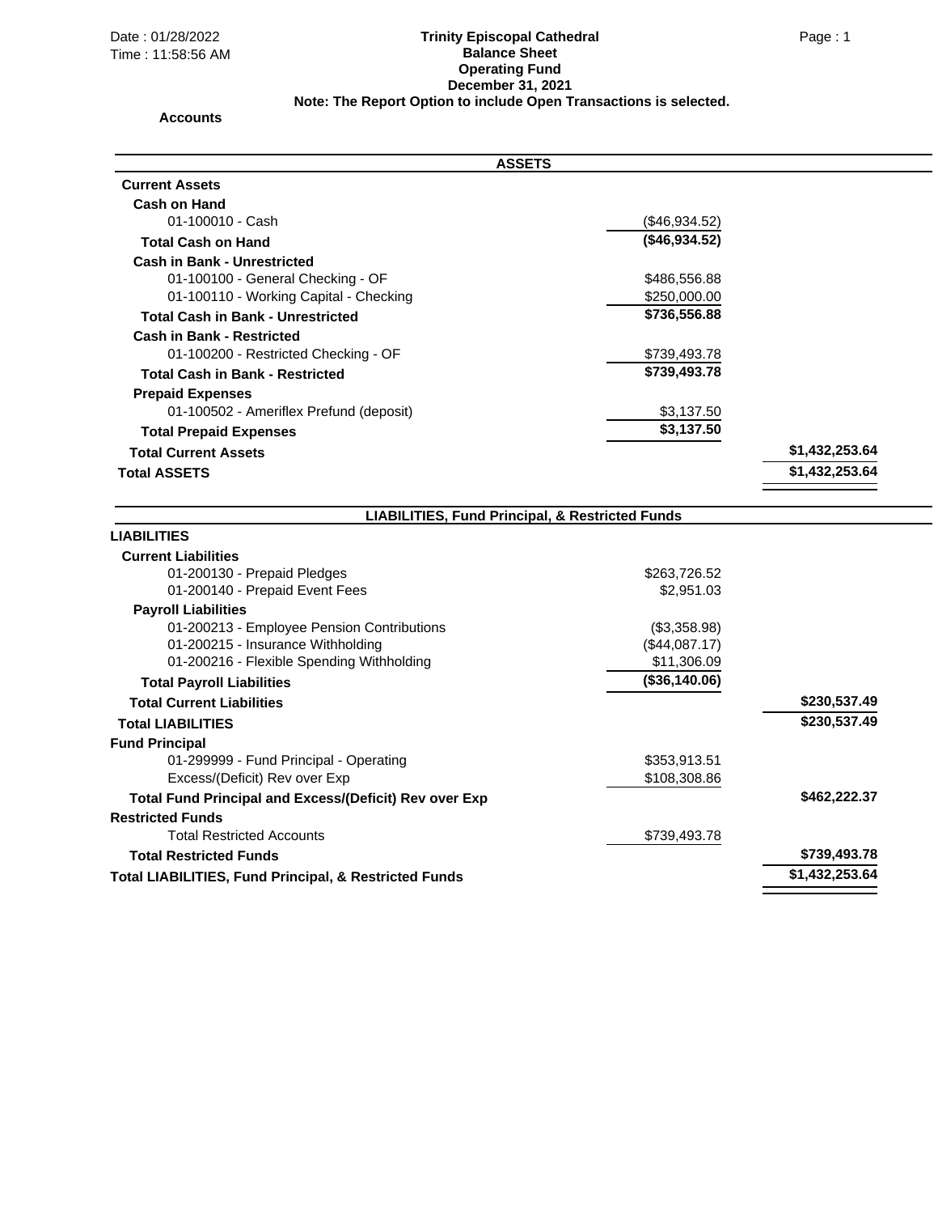Date : 01/28/2022
Time : 11:58:56 AM

# Trinity Episcopal Cathedral
## Balance Sheet
## Operating Fund
## December 31, 2021

**Note: The Report Option to include Open Transactions is selected.**

**Accounts**

| ASSETS | | |
|---|---|---|
| **Current Assets** | | |
| **Cash on Hand** | | |
| 01-100010 - Cash | ($46,934.52) | |
| **Total Cash on Hand** | **($46,934.52)** | |
| **Cash in Bank - Unrestricted** | | |
| 01-100100 - General Checking - OF | $486,556.88 | |
| 01-100110 - Working Capital - Checking | $250,000.00 | |
| **Total Cash in Bank - Unrestricted** | **$736,556.88** | |
| **Cash in Bank - Restricted** | | |
| 01-100200 - Restricted Checking - OF | $739,493.78 | |
| **Total Cash in Bank - Restricted** | **$739,493.78** | |
| **Prepaid Expenses** | | |
| 01-100502 - Ameriflex Prefund (deposit) | $3,137.50 | |
| **Total Prepaid Expenses** | **$3,137.50** | |
| **Total Current Assets** | | **$1,432,253.64** |
| **Total ASSETS** | | **$1,432,253.64** |

| LIABILITIES, Fund Principal, & Restricted Funds | | |
|---|---|---|
| **LIABILITIES** | | |
| **Current Liabilities** | | |
| 01-200130 - Prepaid Pledges | $263,726.52 | |
| 01-200140 - Prepaid Event Fees | $2,951.03 | |
| **Payroll Liabilities** | | |
| 01-200213 - Employee Pension Contributions | ($3,358.98) | |
| 01-200215 - Insurance Withholding | ($44,087.17) | |
| 01-200216 - Flexible Spending Withholding | $11,306.09 | |
| **Total Payroll Liabilities** | **($36,140.06)** | |
| **Total Current Liabilities** | | **$230,537.49** |
| **Total LIABILITIES** | | **$230,537.49** |
| **Fund Principal** | | |
| 01-299999 - Fund Principal - Operating | $353,913.51 | |
| Excess/(Deficit) Rev over Exp | $108,308.86 | |
| **Total Fund Principal and Excess/(Deficit) Rev over Exp** | | **$462,222.37** |
| **Restricted Funds** | | |
| Total Restricted Accounts | $739,493.78 | |
| **Total Restricted Funds** | | **$739,493.78** |
| **Total LIABILITIES, Fund Principal, & Restricted Funds** | | **$1,432,253.64** |